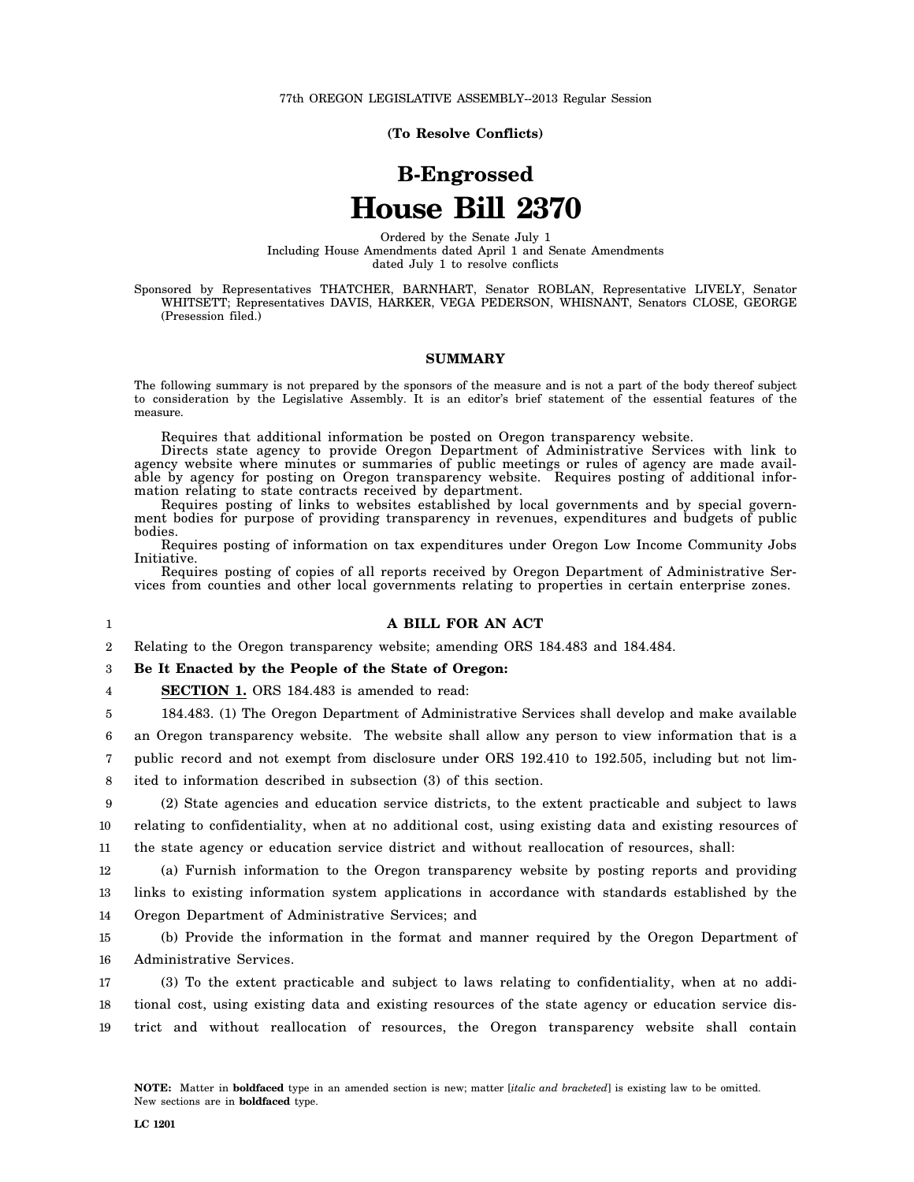77th OREGON LEGISLATIVE ASSEMBLY--2013 Regular Session

**(To Resolve Conflicts)**

# B-Engrossed
# House Bill 2370

Ordered by the Senate July 1
Including House Amendments dated April 1 and Senate Amendments dated July 1 to resolve conflicts

Sponsored by Representatives THATCHER, BARNHART, Senator ROBLAN, Representative LIVELY, Senator WHITSETT; Representatives DAVIS, HARKER, VEGA PEDERSON, WHISNANT, Senators CLOSE, GEORGE (Presession filed.)

## SUMMARY

The following summary is not prepared by the sponsors of the measure and is not a part of the body thereof subject to consideration by the Legislative Assembly. It is an editor's brief statement of the essential features of the measure.

Requires that additional information be posted on Oregon transparency website.

Directs state agency to provide Oregon Department of Administrative Services with link to agency website where minutes or summaries of public meetings or rules of agency are made available by agency for posting on Oregon transparency website. Requires posting of additional information relating to state contracts received by department.

Requires posting of links to websites established by local governments and by special government bodies for purpose of providing transparency in revenues, expenditures and budgets of public bodies.

Requires posting of information on tax expenditures under Oregon Low Income Community Jobs Initiative.

Requires posting of copies of all reports received by Oregon Department of Administrative Services from counties and other local governments relating to properties in certain enterprise zones.

**A BILL FOR AN ACT**

Relating to the Oregon transparency website; amending ORS 184.483 and 184.484.

**Be It Enacted by the People of the State of Oregon:**

**SECTION 1.** ORS 184.483 is amended to read:

184.483. (1) The Oregon Department of Administrative Services shall develop and make available an Oregon transparency website. The website shall allow any person to view information that is a public record and not exempt from disclosure under ORS 192.410 to 192.505, including but not limited to information described in subsection (3) of this section.

(2) State agencies and education service districts, to the extent practicable and subject to laws relating to confidentiality, when at no additional cost, using existing data and existing resources of the state agency or education service district and without reallocation of resources, shall:

(a) Furnish information to the Oregon transparency website by posting reports and providing links to existing information system applications in accordance with standards established by the Oregon Department of Administrative Services; and

(b) Provide the information in the format and manner required by the Oregon Department of Administrative Services.

(3) To the extent practicable and subject to laws relating to confidentiality, when at no additional cost, using existing data and existing resources of the state agency or education service district and without reallocation of resources, the Oregon transparency website shall contain

NOTE: Matter in **boldfaced** type in an amended section is new; matter [*italic and bracketed*] is existing law to be omitted. New sections are in **boldfaced** type.

LC 1201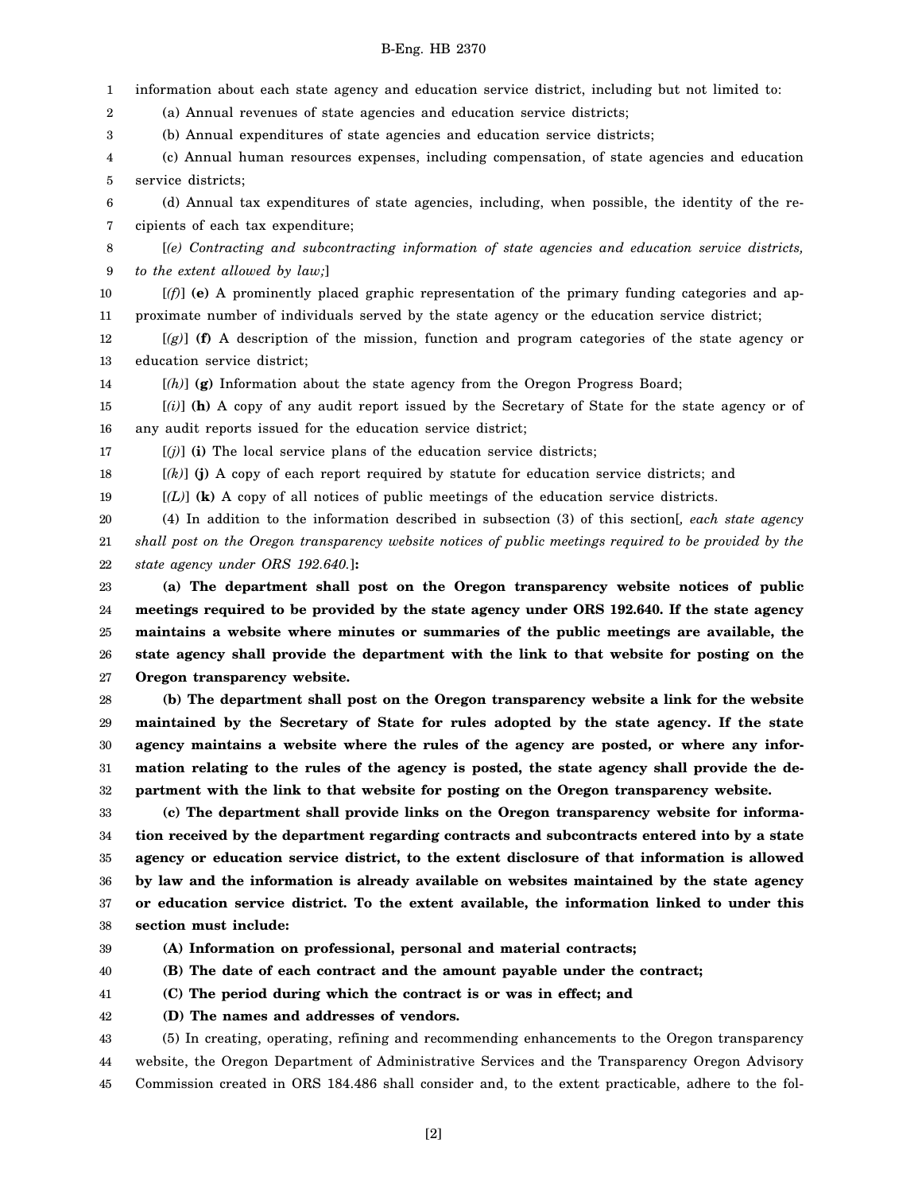information about each state agency and education service district, including but not limited to:

(a) Annual revenues of state agencies and education service districts;

(b) Annual expenditures of state agencies and education service districts;

(c) Annual human resources expenses, including compensation, of state agencies and education service districts;

(d) Annual tax expenditures of state agencies, including, when possible, the identity of the recipients of each tax expenditure;

[*(e) Contracting and subcontracting information of state agencies and education service districts, to the extent allowed by law;*]

[*(f)*] **(e)** A prominently placed graphic representation of the primary funding categories and approximate number of individuals served by the state agency or the education service district;

[*(g)*] **(f)** A description of the mission, function and program categories of the state agency or education service district;

[*(h)*] **(g)** Information about the state agency from the Oregon Progress Board;

[*(i)*] **(h)** A copy of any audit report issued by the Secretary of State for the state agency or of any audit reports issued for the education service district;

[*(j)*] **(i)** The local service plans of the education service districts;

[*(k)*] **(j)** A copy of each report required by statute for education service districts; and

[*(L)*] **(k)** A copy of all notices of public meetings of the education service districts.

(4) In addition to the information described in subsection (3) of this section[*, each state agency shall post on the Oregon transparency website notices of public meetings required to be provided by the state agency under ORS 192.640.*]**:**

**(a) The department shall post on the Oregon transparency website notices of public meetings required to be provided by the state agency under ORS 192.640. If the state agency maintains a website where minutes or summaries of the public meetings are available, the state agency shall provide the department with the link to that website for posting on the Oregon transparency website.**

**(b) The department shall post on the Oregon transparency website a link for the website maintained by the Secretary of State for rules adopted by the state agency. If the state agency maintains a website where the rules of the agency are posted, or where any information relating to the rules of the agency is posted, the state agency shall provide the department with the link to that website for posting on the Oregon transparency website.**

**(c) The department shall provide links on the Oregon transparency website for information received by the department regarding contracts and subcontracts entered into by a state agency or education service district, to the extent disclosure of that information is allowed by law and the information is already available on websites maintained by the state agency or education service district. To the extent available, the information linked to under this section must include:**

**(A) Information on professional, personal and material contracts;**

**(B) The date of each contract and the amount payable under the contract;**

**(C) The period during which the contract is or was in effect; and**

**(D) The names and addresses of vendors.**

(5) In creating, operating, refining and recommending enhancements to the Oregon transparency website, the Oregon Department of Administrative Services and the Transparency Oregon Advisory Commission created in ORS 184.486 shall consider and, to the extent practicable, adhere to the fol-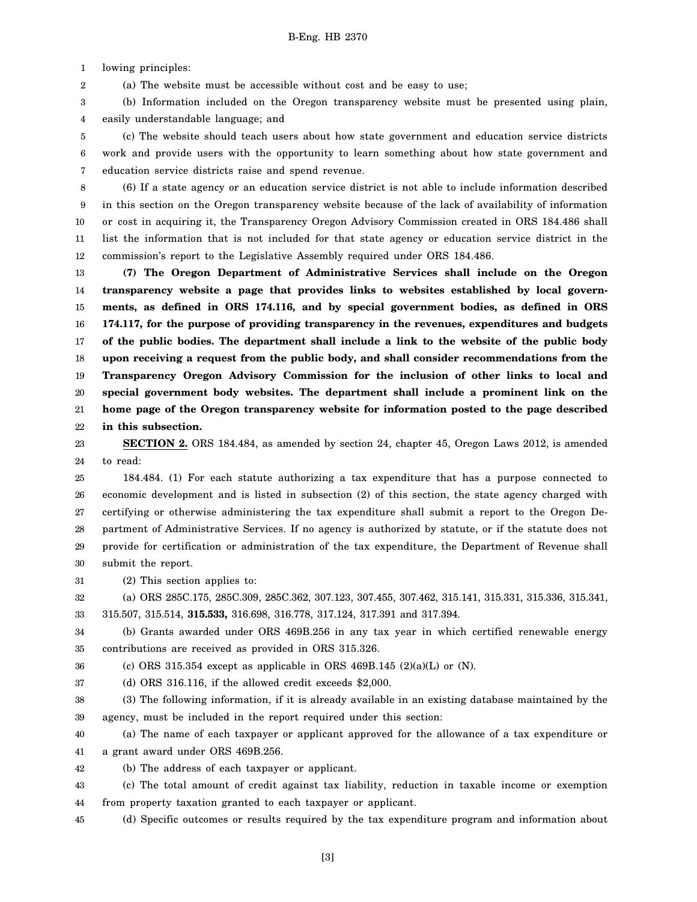lowing principles:

(a) The website must be accessible without cost and be easy to use;

(b) Information included on the Oregon transparency website must be presented using plain, easily understandable language; and

(c) The website should teach users about how state government and education service districts work and provide users with the opportunity to learn something about how state government and education service districts raise and spend revenue.

(6) If a state agency or an education service district is not able to include information described in this section on the Oregon transparency website because of the lack of availability of information or cost in acquiring it, the Transparency Oregon Advisory Commission created in ORS 184.486 shall list the information that is not included for that state agency or education service district in the commission's report to the Legislative Assembly required under ORS 184.486.

**(7) The Oregon Department of Administrative Services shall include on the Oregon transparency website a page that provides links to websites established by local governments, as defined in ORS 174.116, and by special government bodies, as defined in ORS 174.117, for the purpose of providing transparency in the revenues, expenditures and budgets of the public bodies. The department shall include a link to the website of the public body upon receiving a request from the public body, and shall consider recommendations from the Transparency Oregon Advisory Commission for the inclusion of other links to local and special government body websites. The department shall include a prominent link on the home page of the Oregon transparency website for information posted to the page described in this subsection.**

**SECTION 2.** ORS 184.484, as amended by section 24, chapter 45, Oregon Laws 2012, is amended to read:

184.484. (1) For each statute authorizing a tax expenditure that has a purpose connected to economic development and is listed in subsection (2) of this section, the state agency charged with certifying or otherwise administering the tax expenditure shall submit a report to the Oregon Department of Administrative Services. If no agency is authorized by statute, or if the statute does not provide for certification or administration of the tax expenditure, the Department of Revenue shall submit the report.

(2) This section applies to:

(a) ORS 285C.175, 285C.309, 285C.362, 307.123, 307.455, 307.462, 315.141, 315.331, 315.336, 315.341, 315.507, 315.514, **315.533,** 316.698, 316.778, 317.124, 317.391 and 317.394.

(b) Grants awarded under ORS 469B.256 in any tax year in which certified renewable energy contributions are received as provided in ORS 315.326.

(c) ORS 315.354 except as applicable in ORS 469B.145 (2)(a)(L) or (N).

(d) ORS 316.116, if the allowed credit exceeds $2,000.

(3) The following information, if it is already available in an existing database maintained by the agency, must be included in the report required under this section:

(a) The name of each taxpayer or applicant approved for the allowance of a tax expenditure or a grant award under ORS 469B.256.

(b) The address of each taxpayer or applicant.

(c) The total amount of credit against tax liability, reduction in taxable income or exemption from property taxation granted to each taxpayer or applicant.

(d) Specific outcomes or results required by the tax expenditure program and information about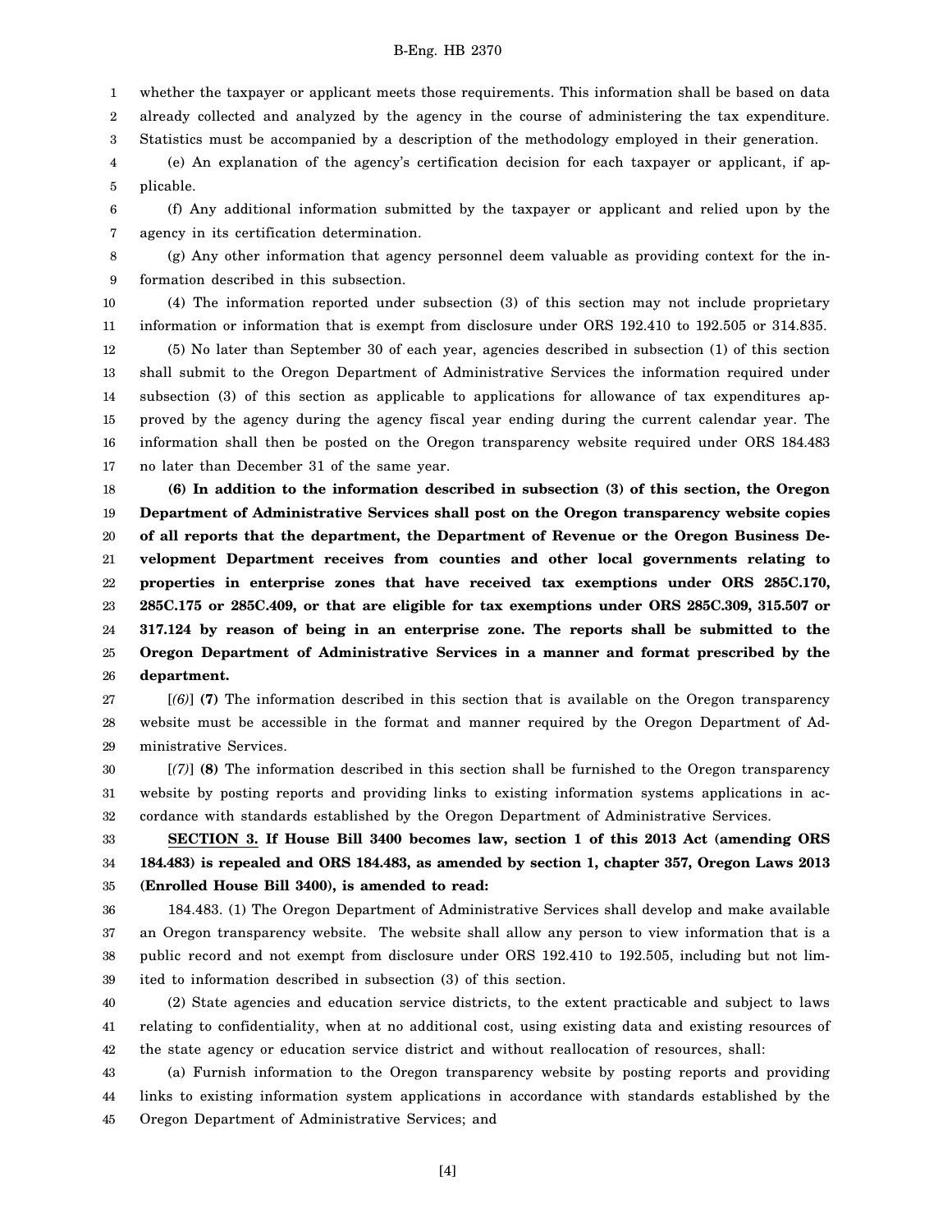whether the taxpayer or applicant meets those requirements. This information shall be based on data already collected and analyzed by the agency in the course of administering the tax expenditure. Statistics must be accompanied by a description of the methodology employed in their generation.

(e) An explanation of the agency's certification decision for each taxpayer or applicant, if applicable.

(f) Any additional information submitted by the taxpayer or applicant and relied upon by the agency in its certification determination.

(g) Any other information that agency personnel deem valuable as providing context for the information described in this subsection.

(4) The information reported under subsection (3) of this section may not include proprietary information or information that is exempt from disclosure under ORS 192.410 to 192.505 or 314.835.

(5) No later than September 30 of each year, agencies described in subsection (1) of this section shall submit to the Oregon Department of Administrative Services the information required under subsection (3) of this section as applicable to applications for allowance of tax expenditures approved by the agency during the agency fiscal year ending during the current calendar year. The information shall then be posted on the Oregon transparency website required under ORS 184.483 no later than December 31 of the same year.

**(6) In addition to the information described in subsection (3) of this section, the Oregon Department of Administrative Services shall post on the Oregon transparency website copies of all reports that the department, the Department of Revenue or the Oregon Business Development Department receives from counties and other local governments relating to properties in enterprise zones that have received tax exemptions under ORS 285C.170, 285C.175 or 285C.409, or that are eligible for tax exemptions under ORS 285C.309, 315.507 or 317.124 by reason of being in an enterprise zone. The reports shall be submitted to the Oregon Department of Administrative Services in a manner and format prescribed by the department.**

[*(6)*] **(7)** The information described in this section that is available on the Oregon transparency website must be accessible in the format and manner required by the Oregon Department of Administrative Services.

[*(7)*] **(8)** The information described in this section shall be furnished to the Oregon transparency website by posting reports and providing links to existing information systems applications in accordance with standards established by the Oregon Department of Administrative Services.

**SECTION 3. If House Bill 3400 becomes law, section 1 of this 2013 Act (amending ORS 184.483) is repealed and ORS 184.483, as amended by section 1, chapter 357, Oregon Laws 2013 (Enrolled House Bill 3400), is amended to read:**

184.483. (1) The Oregon Department of Administrative Services shall develop and make available an Oregon transparency website. The website shall allow any person to view information that is a public record and not exempt from disclosure under ORS 192.410 to 192.505, including but not limited to information described in subsection (3) of this section.

(2) State agencies and education service districts, to the extent practicable and subject to laws relating to confidentiality, when at no additional cost, using existing data and existing resources of the state agency or education service district and without reallocation of resources, shall:

(a) Furnish information to the Oregon transparency website by posting reports and providing links to existing information system applications in accordance with standards established by the Oregon Department of Administrative Services; and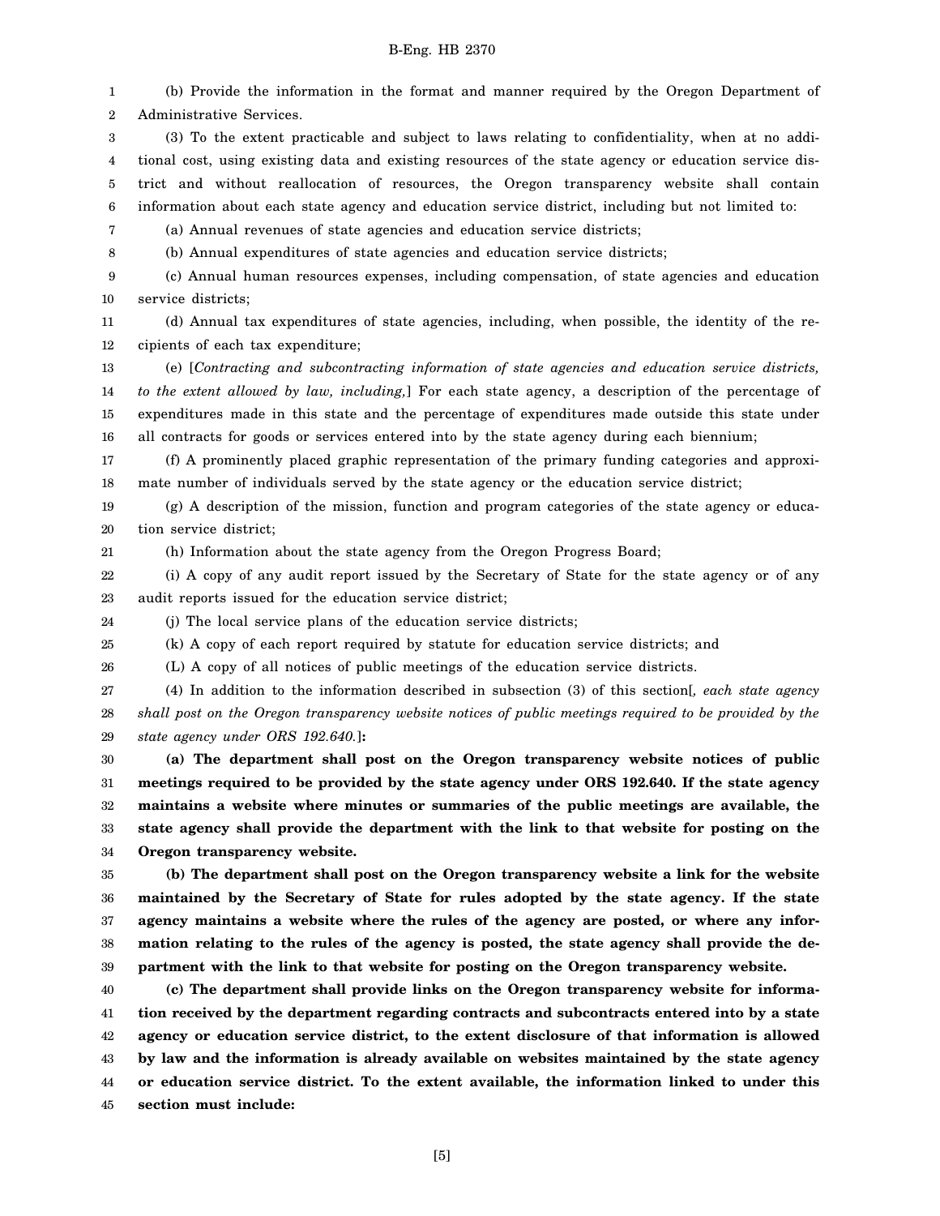(b) Provide the information in the format and manner required by the Oregon Department of Administrative Services.

(3) To the extent practicable and subject to laws relating to confidentiality, when at no additional cost, using existing data and existing resources of the state agency or education service district and without reallocation of resources, the Oregon transparency website shall contain information about each state agency and education service district, including but not limited to:

(a) Annual revenues of state agencies and education service districts;

(b) Annual expenditures of state agencies and education service districts;

(c) Annual human resources expenses, including compensation, of state agencies and education service districts;

(d) Annual tax expenditures of state agencies, including, when possible, the identity of the recipients of each tax expenditure;

(e) [*Contracting and subcontracting information of state agencies and education service districts, to the extent allowed by law, including,*] For each state agency, a description of the percentage of expenditures made in this state and the percentage of expenditures made outside this state under all contracts for goods or services entered into by the state agency during each biennium;

(f) A prominently placed graphic representation of the primary funding categories and approximate number of individuals served by the state agency or the education service district;

(g) A description of the mission, function and program categories of the state agency or education service district;

(h) Information about the state agency from the Oregon Progress Board;

(i) A copy of any audit report issued by the Secretary of State for the state agency or of any audit reports issued for the education service district;

(j) The local service plans of the education service districts;

(k) A copy of each report required by statute for education service districts; and

(L) A copy of all notices of public meetings of the education service districts.

(4) In addition to the information described in subsection (3) of this section[*, each state agency shall post on the Oregon transparency website notices of public meetings required to be provided by the state agency under ORS 192.640.*]**:**

**(a) The department shall post on the Oregon transparency website notices of public meetings required to be provided by the state agency under ORS 192.640. If the state agency maintains a website where minutes or summaries of the public meetings are available, the state agency shall provide the department with the link to that website for posting on the Oregon transparency website.**

**(b) The department shall post on the Oregon transparency website a link for the website maintained by the Secretary of State for rules adopted by the state agency. If the state agency maintains a website where the rules of the agency are posted, or where any information relating to the rules of the agency is posted, the state agency shall provide the department with the link to that website for posting on the Oregon transparency website.**

**(c) The department shall provide links on the Oregon transparency website for information received by the department regarding contracts and subcontracts entered into by a state agency or education service district, to the extent disclosure of that information is allowed by law and the information is already available on websites maintained by the state agency or education service district. To the extent available, the information linked to under this section must include:**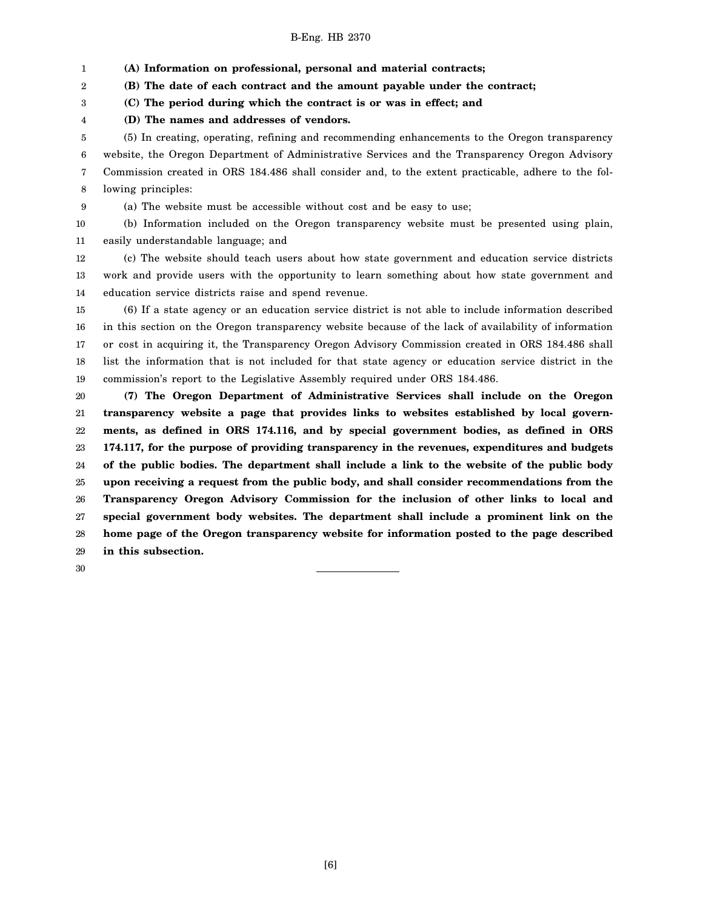**(A) Information on professional, personal and material contracts;**

**(B) The date of each contract and the amount payable under the contract;**

**(C) The period during which the contract is or was in effect; and**

**(D) The names and addresses of vendors.**

(5) In creating, operating, refining and recommending enhancements to the Oregon transparency website, the Oregon Department of Administrative Services and the Transparency Oregon Advisory Commission created in ORS 184.486 shall consider and, to the extent practicable, adhere to the following principles:

(a) The website must be accessible without cost and be easy to use;

(b) Information included on the Oregon transparency website must be presented using plain, easily understandable language; and

(c) The website should teach users about how state government and education service districts work and provide users with the opportunity to learn something about how state government and education service districts raise and spend revenue.

(6) If a state agency or an education service district is not able to include information described in this section on the Oregon transparency website because of the lack of availability of information or cost in acquiring it, the Transparency Oregon Advisory Commission created in ORS 184.486 shall list the information that is not included for that state agency or education service district in the commission's report to the Legislative Assembly required under ORS 184.486.

**(7) The Oregon Department of Administrative Services shall include on the Oregon transparency website a page that provides links to websites established by local governments, as defined in ORS 174.116, and by special government bodies, as defined in ORS 174.117, for the purpose of providing transparency in the revenues, expenditures and budgets of the public bodies. The department shall include a link to the website of the public body upon receiving a request from the public body, and shall consider recommendations from the Transparency Oregon Advisory Commission for the inclusion of other links to local and special government body websites. The department shall include a prominent link on the home page of the Oregon transparency website for information posted to the page described in this subsection.**